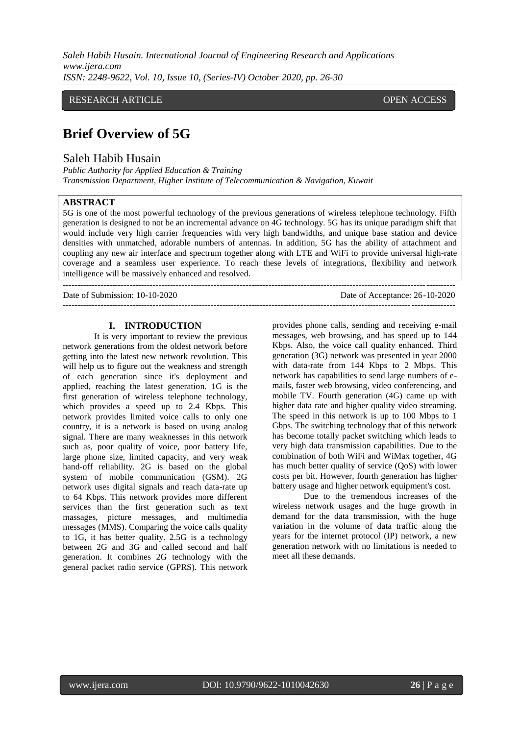RESEARCH ARTICLE OPEN ACCESS

# Brief Overview of 5G

## Saleh Habib Husain

*Public Authority for Applied Education & Training*
*Transmission Department, Higher Institute of Telecommunication & Navigation, Kuwait*

**ABSTRACT**

5G is one of the most powerful technology of the previous generations of wireless telephone technology. Fifth generation is designed to not be an incremental advance on 4G technology. 5G has its unique paradigm shift that would include very high carrier frequencies with very high bandwidths, and unique base station and device densities with unmatched, adorable numbers of antennas. In addition, 5G has the ability of attachment and coupling any new air interface and spectrum together along with LTE and WiFi to provide universal high-rate coverage and a seamless user experience. To reach these levels of integrations, flexibility and network intelligence will be massively enhanced and resolved.

---

Date of Submission: 10-10-2020 Date of Acceptance: 26-10-2020

---

## I. INTRODUCTION

It is very important to review the previous network generations from the oldest network before getting into the latest new network revolution. This will help us to figure out the weakness and strength of each generation since it's deployment and applied, reaching the latest generation. 1G is the first generation of wireless telephone technology, which provides a speed up to 2.4 Kbps. This network provides limited voice calls to only one country, it is a network is based on using analog signal. There are many weaknesses in this network such as, poor quality of voice, poor battery life, large phone size, limited capacity, and very weak hand-off reliability. 2G is based on the global system of mobile communication (GSM). 2G network uses digital signals and reach data-rate up to 64 Kbps. This network provides more different services than the first generation such as text massages, picture messages, and multimedia messages (MMS). Comparing the voice calls quality to 1G, it has better quality. 2.5G is a technology between 2G and 3G and called second and half generation. It combines 2G technology with the general packet radio service (GPRS). This network provides phone calls, sending and receiving e-mail messages, web browsing, and has speed up to 144 Kbps. Also, the voice call quality enhanced. Third generation (3G) network was presented in year 2000 with data-rate from 144 Kbps to 2 Mbps. This network has capabilities to send large numbers of e-mails, faster web browsing, video conferencing, and mobile TV. Fourth generation (4G) came up with higher data rate and higher quality video streaming. The speed in this network is up to 100 Mbps to 1 Gbps. The switching technology that of this network has become totally packet switching which leads to very high data transmission capabilities. Due to the combination of both WiFi and WiMax together, 4G has much better quality of service (QoS) with lower costs per bit. However, fourth generation has higher battery usage and higher network equipment's cost.

Due to the tremendous increases of the wireless network usages and the huge growth in demand for the data transmission, with the huge variation in the volume of data traffic along the years for the internet protocol (IP) network, a new generation network with no limitations is needed to meet all these demands.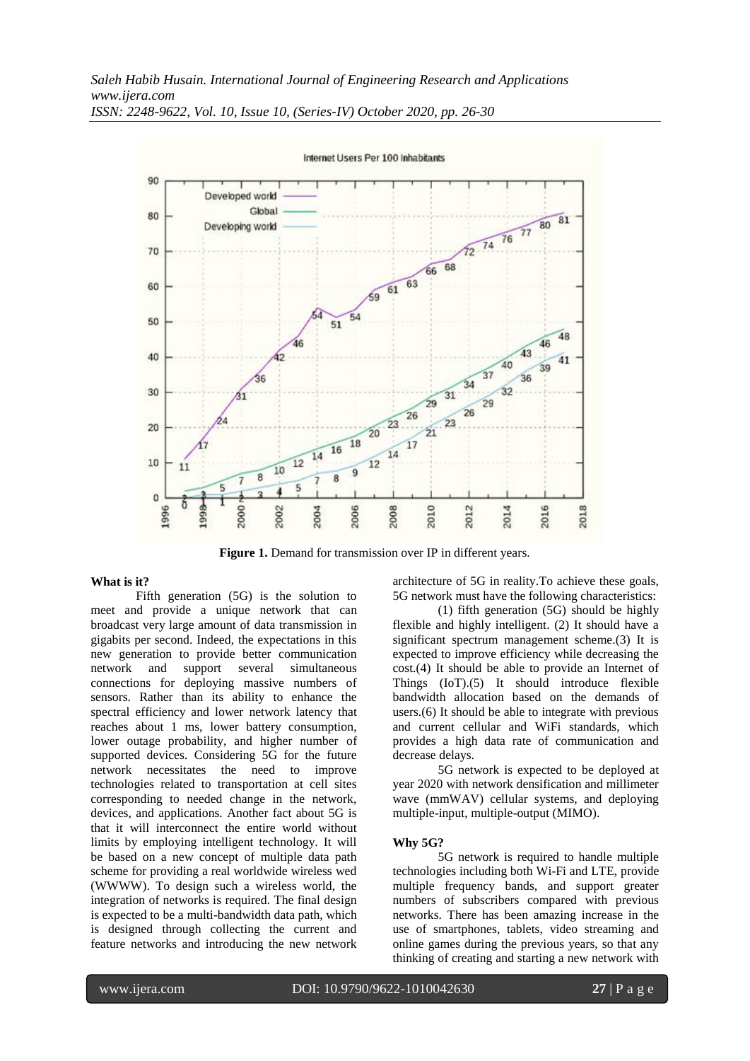**Figure 1.** Demand for transmission over IP in different years.

#### What is it?

Fifth generation (5G) is the solution to meet and provide a unique network that can broadcast very large amount of data transmission in gigabits per second. Indeed, the expectations in this new generation to provide better communication network and support several simultaneous connections for deploying massive numbers of sensors. Rather than its ability to enhance the spectral efficiency and lower network latency that reaches about 1 ms, lower battery consumption, lower outage probability, and higher number of supported devices. Considering 5G for the future network necessitates the need to improve technologies related to transportation at cell sites corresponding to needed change in the network, devices, and applications. Another fact about 5G is that it will interconnect the entire world without limits by employing intelligent technology. It will be based on a new concept of multiple data path scheme for providing a real worldwide wireless wed (WWWW). To design such a wireless world, the integration of networks is required. The final design is expected to be a multi-bandwidth data path, which is designed through collecting the current and feature networks and introducing the new network architecture of 5G in reality.To achieve these goals, 5G network must have the following characteristics:

(1) fifth generation (5G) should be highly flexible and highly intelligent. (2) It should have a significant spectrum management scheme.(3) It is expected to improve efficiency while decreasing the cost.(4) It should be able to provide an Internet of Things (IoT).(5) It should introduce flexible bandwidth allocation based on the demands of users.(6) It should be able to integrate with previous and current cellular and WiFi standards, which provides a high data rate of communication and decrease delays.

5G network is expected to be deployed at year 2020 with network densification and millimeter wave (mmWAV) cellular systems, and deploying multiple-input, multiple-output (MIMO).

#### Why 5G?

5G network is required to handle multiple technologies including both Wi-Fi and LTE, provide multiple frequency bands, and support greater numbers of subscribers compared with previous networks. There has been amazing increase in the use of smartphones, tablets, video streaming and online games during the previous years, so that any thinking of creating and starting a new network with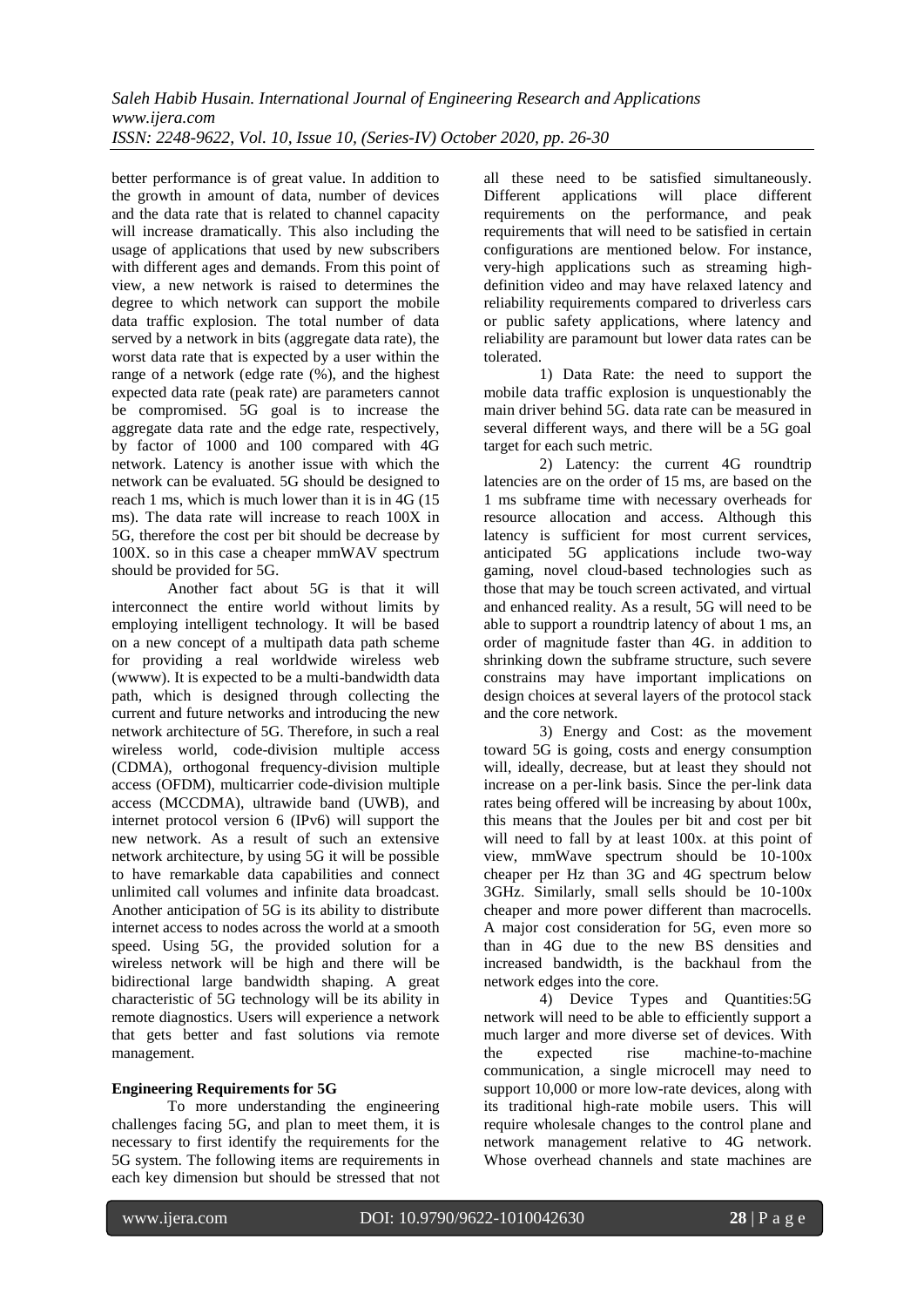better performance is of great value. In addition to the growth in amount of data, number of devices and the data rate that is related to channel capacity will increase dramatically. This also including the usage of applications that used by new subscribers with different ages and demands. From this point of view, a new network is raised to determines the degree to which network can support the mobile data traffic explosion. The total number of data served by a network in bits (aggregate data rate), the worst data rate that is expected by a user within the range of a network (edge rate (%), and the highest expected data rate (peak rate) are parameters cannot be compromised. 5G goal is to increase the aggregate data rate and the edge rate, respectively, by factor of 1000 and 100 compared with 4G network. Latency is another issue with which the network can be evaluated. 5G should be designed to reach 1 ms, which is much lower than it is in 4G (15 ms). The data rate will increase to reach 100X in 5G, therefore the cost per bit should be decrease by 100X. so in this case a cheaper mmWAV spectrum should be provided for 5G.

Another fact about 5G is that it will interconnect the entire world without limits by employing intelligent technology. It will be based on a new concept of a multipath data path scheme for providing a real worldwide wireless web (wwww). It is expected to be a multi-bandwidth data path, which is designed through collecting the current and future networks and introducing the new network architecture of 5G. Therefore, in such a real wireless world, code-division multiple access (CDMA), orthogonal frequency-division multiple access (OFDM), multicarrier code-division multiple access (MCCDMA), ultrawide band (UWB), and internet protocol version 6 (IPv6) will support the new network. As a result of such an extensive network architecture, by using 5G it will be possible to have remarkable data capabilities and connect unlimited call volumes and infinite data broadcast. Another anticipation of 5G is its ability to distribute internet access to nodes across the world at a smooth speed. Using 5G, the provided solution for a wireless network will be high and there will be bidirectional large bandwidth shaping. A great characteristic of 5G technology will be its ability in remote diagnostics. Users will experience a network that gets better and fast solutions via remote management.

**Engineering Requirements for 5G**

To more understanding the engineering challenges facing 5G, and plan to meet them, it is necessary to first identify the requirements for the 5G system. The following items are requirements in each key dimension but should be stressed that not all these need to be satisfied simultaneously. Different applications will place different requirements on the performance, and peak requirements that will need to be satisfied in certain configurations are mentioned below. For instance, very-high applications such as streaming high-definition video and may have relaxed latency and reliability requirements compared to driverless cars or public safety applications, where latency and reliability are paramount but lower data rates can be tolerated.

1) Data Rate: the need to support the mobile data traffic explosion is unquestionably the main driver behind 5G. data rate can be measured in several different ways, and there will be a 5G goal target for each such metric.

2) Latency: the current 4G roundtrip latencies are on the order of 15 ms, are based on the 1 ms subframe time with necessary overheads for resource allocation and access. Although this latency is sufficient for most current services, anticipated 5G applications include two-way gaming, novel cloud-based technologies such as those that may be touch screen activated, and virtual and enhanced reality. As a result, 5G will need to be able to support a roundtrip latency of about 1 ms, an order of magnitude faster than 4G. in addition to shrinking down the subframe structure, such severe constrains may have important implications on design choices at several layers of the protocol stack and the core network.

3) Energy and Cost: as the movement toward 5G is going, costs and energy consumption will, ideally, decrease, but at least they should not increase on a per-link basis. Since the per-link data rates being offered will be increasing by about 100x, this means that the Joules per bit and cost per bit will need to fall by at least 100x. at this point of view, mmWave spectrum should be 10-100x cheaper per Hz than 3G and 4G spectrum below 3GHz. Similarly, small sells should be 10-100x cheaper and more power different than macrocells. A major cost consideration for 5G, even more so than in 4G due to the new BS densities and increased bandwidth, is the backhaul from the network edges into the core.

4) Device Types and Quantities:5G network will need to be able to efficiently support a much larger and more diverse set of devices. With the expected rise machine-to-machine communication, a single microcell may need to support 10,000 or more low-rate devices, along with its traditional high-rate mobile users. This will require wholesale changes to the control plane and network management relative to 4G network. Whose overhead channels and state machines are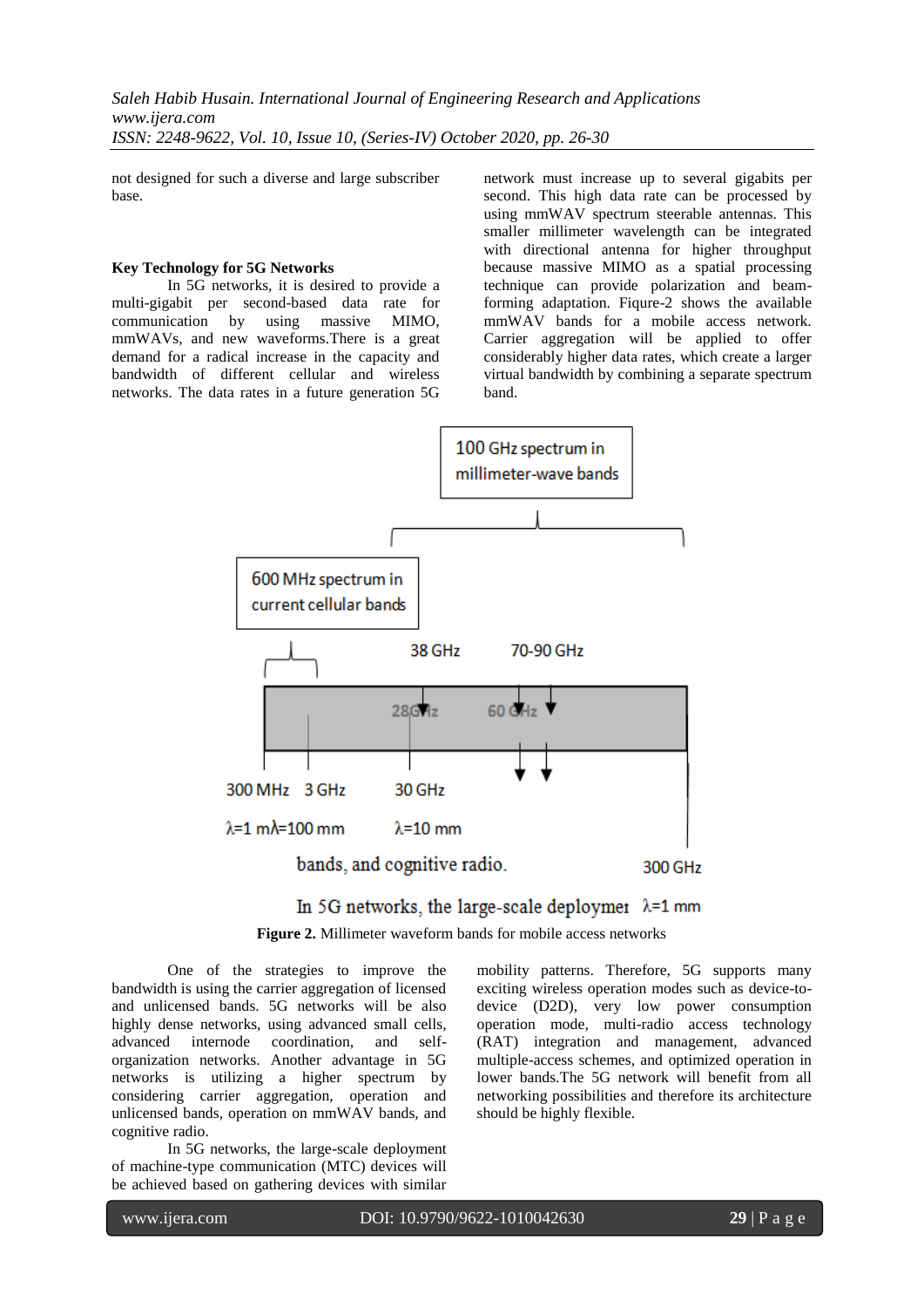not designed for such a diverse and large subscriber base.

### Key Technology for 5G Networks

In 5G networks, it is desired to provide a multi-gigabit per second-based data rate for communication by using massive MIMO, mmWAVs, and new waveforms.There is a great demand for a radical increase in the capacity and bandwidth of different cellular and wireless networks. The data rates in a future generation 5G network must increase up to several gigabits per second. This high data rate can be processed by using mmWAV spectrum steerable antennas. This smaller millimeter wavelength can be integrated with directional antenna for higher throughput because massive MIMO as a spatial processing technique can provide polarization and beam-forming adaptation. Fiqure-2 shows the available mmWAV bands for a mobile access network. Carrier aggregation will be applied to offer considerably higher data rates, which create a larger virtual bandwidth by combining a separate spectrum band.

100 GHz spectrum in millimeter-wave bands

600 MHz spectrum in current cellular bands

38 GHz 70-90 GHz

28 GHz 60 GHz

300 MHz 3 GHz 30 GHz

λ=1 m λ=100 mm λ=10 mm

bands, and cognitive radio.

300 GHz

In 5G networks, the large-scale deploymer λ=1 mm

**Figure 2.** Millimeter waveform bands for mobile access networks

One of the strategies to improve the bandwidth is using the carrier aggregation of licensed and unlicensed bands. 5G networks will be also highly dense networks, using advanced small cells, advanced internode coordination, and self-organization networks. Another advantage in 5G networks is utilizing a higher spectrum by considering carrier aggregation, operation and unlicensed bands, operation on mmWAV bands, and cognitive radio.

In 5G networks, the large-scale deployment of machine-type communication (MTC) devices will be achieved based on gathering devices with similar mobility patterns. Therefore, 5G supports many exciting wireless operation modes such as device-to-device (D2D), very low power consumption operation mode, multi-radio access technology (RAT) integration and management, advanced multiple-access schemes, and optimized operation in lower bands.The 5G network will benefit from all networking possibilities and therefore its architecture should be highly flexible.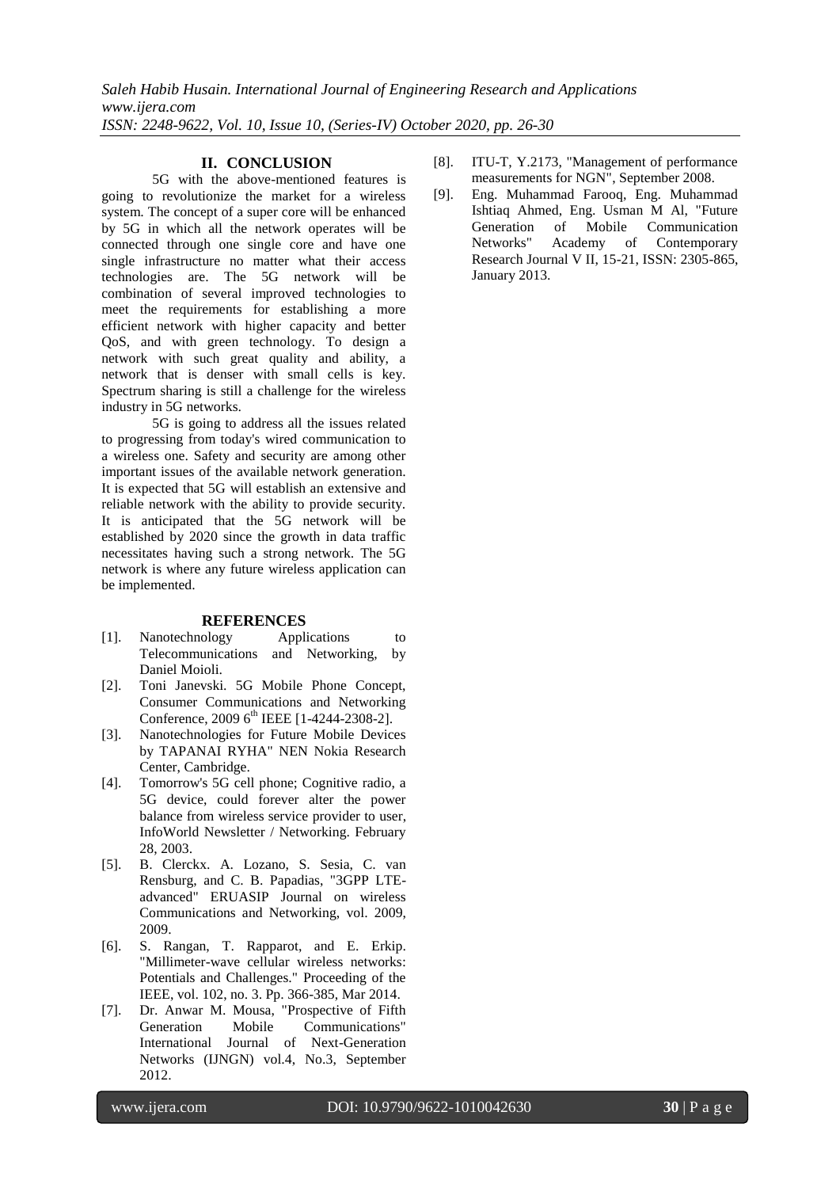## II. CONCLUSION

5G with the above-mentioned features is going to revolutionize the market for a wireless system. The concept of a super core will be enhanced by 5G in which all the network operates will be connected through one single core and have one single infrastructure no matter what their access technologies are. The 5G network will be combination of several improved technologies to meet the requirements for establishing a more efficient network with higher capacity and better QoS, and with green technology. To design a network with such great quality and ability, a network that is denser with small cells is key. Spectrum sharing is still a challenge for the wireless industry in 5G networks.

5G is going to address all the issues related to progressing from today's wired communication to a wireless one. Safety and security are among other important issues of the available network generation. It is expected that 5G will establish an extensive and reliable network with the ability to provide security. It is anticipated that the 5G network will be established by 2020 since the growth in data traffic necessitates having such a strong network. The 5G network is where any future wireless application can be implemented.

## REFERENCES

[1]. Nanotechnology Applications to Telecommunications and Networking, by Daniel Moioli.

[2]. Toni Janevski. 5G Mobile Phone Concept, Consumer Communications and Networking Conference, 2009 6th IEEE [1-4244-2308-2].

[3]. Nanotechnologies for Future Mobile Devices by TAPANAI RYHA" NEN Nokia Research Center, Cambridge.

[4]. Tomorrow's 5G cell phone; Cognitive radio, a 5G device, could forever alter the power balance from wireless service provider to user, InfoWorld Newsletter / Networking. February 28, 2003.

[5]. B. Clerckx. A. Lozano, S. Sesia, C. van Rensburg, and C. B. Papadias, "3GPP LTE-advanced" ERUASIP Journal on wireless Communications and Networking, vol. 2009, 2009.

[6]. S. Rangan, T. Rapparot, and E. Erkip. "Millimeter-wave cellular wireless networks: Potentials and Challenges." Proceeding of the IEEE, vol. 102, no. 3. Pp. 366-385, Mar 2014.

[7]. Dr. Anwar M. Mousa, "Prospective of Fifth Generation Mobile Communications" International Journal of Next-Generation Networks (IJNGN) vol.4, No.3, September 2012.

[8]. ITU-T, Y.2173, "Management of performance measurements for NGN", September 2008.

[9]. Eng. Muhammad Farooq, Eng. Muhammad Ishtiaq Ahmed, Eng. Usman M Al, "Future Generation of Mobile Communication Networks" Academy of Contemporary Research Journal V II, 15-21, ISSN: 2305-865, January 2013.